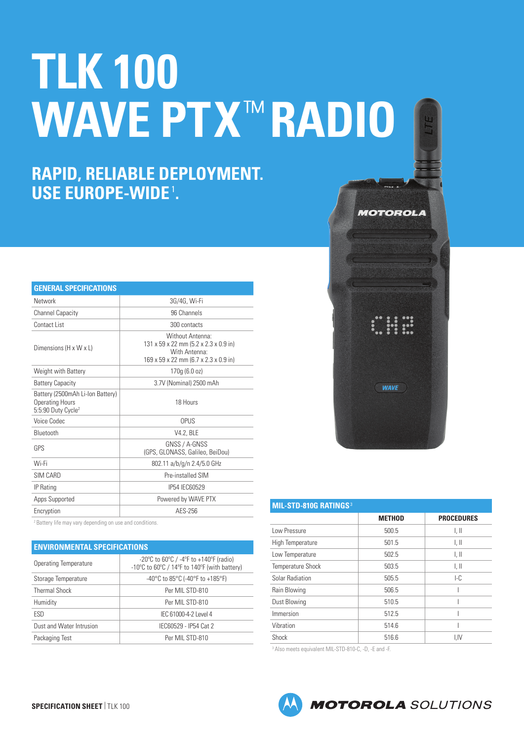# TLK 100 WAVE PTX™ RADIO

## RAPID, RELIABLE DEPLOYMENT. USE EUROPE-WIDE[1].

| GENERAL SPECIFICATIONS | |
|---|---|
| Network | 3G/4G, Wi-Fi |
| Channel Capacity | 96 Channels |
| Contact List | 300 contacts |
| Dimensions (H x W x L) | Without Antenna: 131 x 59 x 22 mm (5.2 x 2.3 x 0.9 in) With Antenna: 169 x 59 x 22 mm (6.7 x 2.3 x 0.9 in) |
| Weight with Battery | 170g (6.0 oz) |
| Battery Capacity | 3.7V (Nominal) 2500 mAh |
| Battery (2500mAh Li-Ion Battery) Operating Hours 5:5:90 Duty Cycle[2] | 18 Hours |
| Voice Codec | OPUS |
| Bluetooth | V4.2, BLE |
| GPS | GNSS / A-GNSS (GPS, GLONASS, Galileo, BeiDou) |
| Wi-Fi | 802.11 a/b/g/n 2.4/5.0 GHz |
| SIM CARD | Pre-installed SIM |
| IP Rating | IP54 IEC60529 |
| Apps Supported | Powered by WAVE PTX |
| Encryption | AES-256 |

[2] Battery life may vary depending on use and conditions.

| ENVIRONMENTAL SPECIFICATIONS | |
|---|---|
| Operating Temperature | -20°C to 60°C / -4°F to +140°F (radio) -10°C to 60°C / 14°F to 140°F (with battery) |
| Storage Temperature | -40°C to 85°C (-40°F to +185°F) |
| Thermal Shock | Per MIL STD-810 |
| Humidity | Per MIL STD-810 |
| ESD | IEC 61000-4-2 Level 4 |
| Dust and Water Intrusion | IEC60529 - IP54 Cat 2 |
| Packaging Test | Per MIL STD-810 |

| MIL-STD-810G RATINGS[3] | METHOD | PROCEDURES |
|---|---|---|
| Low Pressure | 500.5 | I, II |
| High Temperature | 501.5 | I, II |
| Low Temperature | 502.5 | I, II |
| Temperature Shock | 503.5 | I, II |
| Solar Radiation | 505.5 | I-C |
| Rain Blowing | 506.5 | I |
| Dust Blowing | 510.5 | I |
| Immersion | 512.5 | I |
| Vibration | 514.6 | I |
| Shock | 516.6 | I,IV |

[3] Also meets equivalent MIL-STD-810-C, -D, -E and -F.

**SPECIFICATION SHEET** | TLK 100

MOTOROLA SOLUTIONS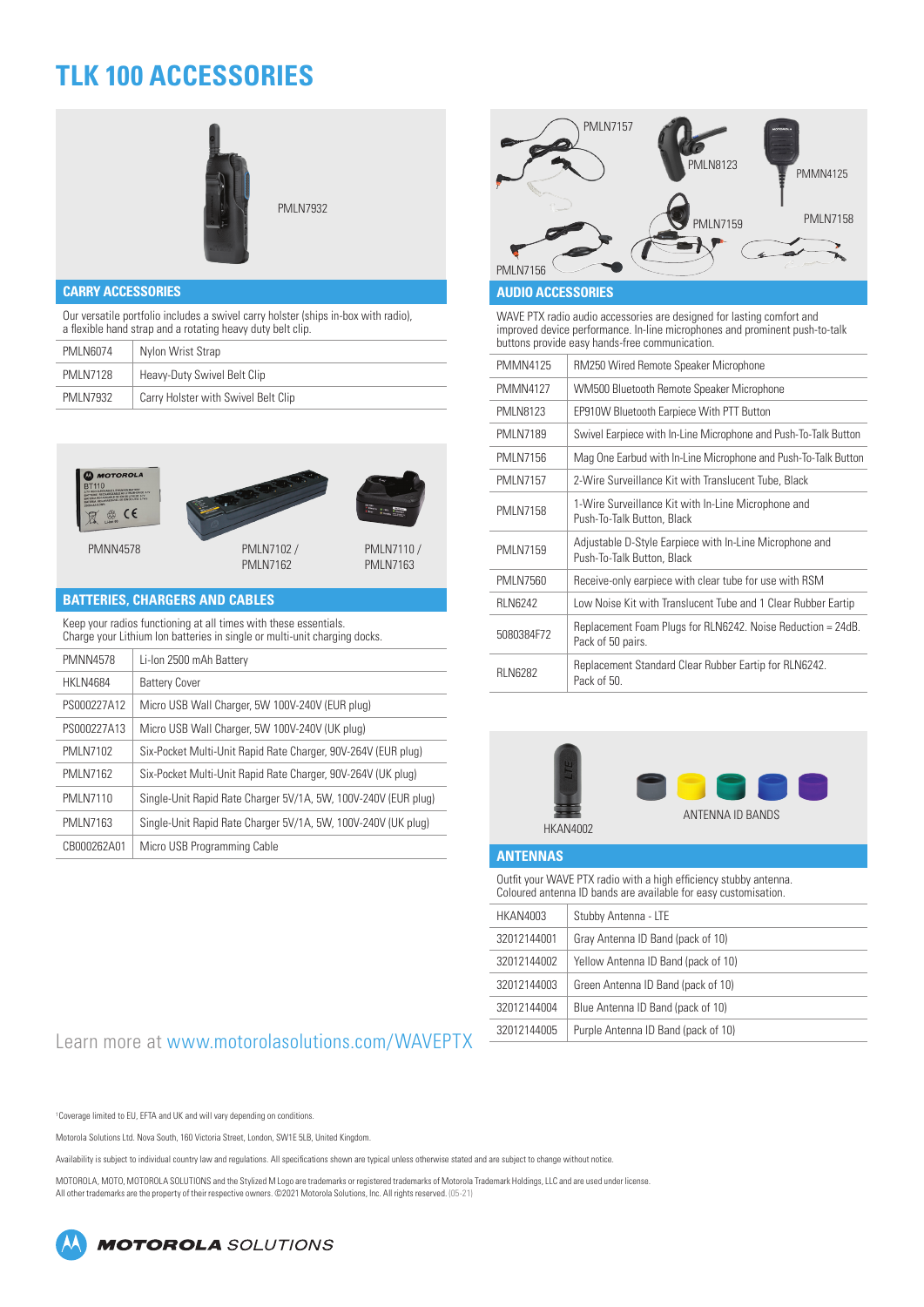# TLK 100 ACCESSORIES

PMLN7932

## CARRY ACCESSORIES

Our versatile portfolio includes a swivel carry holster (ships in-box with radio), a flexible hand strap and a rotating heavy duty belt clip.

| | |
|---|---|
| PMLN6074 | Nylon Wrist Strap |
| PMLN7128 | Heavy-Duty Swivel Belt Clip |
| PMLN7932 | Carry Holster with Swivel Belt Clip |

PMNN4578 PMLN7102 / PMLN7162 PMLN7110 / PMLN7163

## BATTERIES, CHARGERS AND CABLES

Keep your radios functioning at all times with these essentials. Charge your Lithium Ion batteries in single or multi-unit charging docks.

| | |
|---|---|
| PMNN4578 | Li-Ion 2500 mAh Battery |
| HKLN4684 | Battery Cover |
| PS000227A12 | Micro USB Wall Charger, 5W 100V-240V (EUR plug) |
| PS000227A13 | Micro USB Wall Charger, 5W 100V-240V (UK plug) |
| PMLN7102 | Six-Pocket Multi-Unit Rapid Rate Charger, 90V-264V (EUR plug) |
| PMLN7162 | Six-Pocket Multi-Unit Rapid Rate Charger, 90V-264V (UK plug) |
| PMLN7110 | Single-Unit Rapid Rate Charger 5V/1A, 5W, 100V-240V (EUR plug) |
| PMLN7163 | Single-Unit Rapid Rate Charger 5V/1A, 5W, 100V-240V (UK plug) |
| CB000262A01 | Micro USB Programming Cable |

PMLN7157 PMLN8123 PMMN4125 PMLN7159 PMLN7158 PMLN7156

## AUDIO ACCESSORIES

WAVE PTX radio audio accessories are designed for lasting comfort and improved device performance. In-line microphones and prominent push-to-talk buttons provide easy hands-free communication.

| | |
|---|---|
| PMMN4125 | RM250 Wired Remote Speaker Microphone |
| PMMN4127 | WM500 Bluetooth Remote Speaker Microphone |
| PMLN8123 | EP910W Bluetooth Earpiece With PTT Button |
| PMLN7189 | Swivel Earpiece with In-Line Microphone and Push-To-Talk Button |
| PMLN7156 | Mag One Earbud with In-Line Microphone and Push-To-Talk Button |
| PMLN7157 | 2-Wire Surveillance Kit with Translucent Tube, Black |
| PMLN7158 | 1-Wire Surveillance Kit with In-Line Microphone and Push-To-Talk Button, Black |
| PMLN7159 | Adjustable D-Style Earpiece with In-Line Microphone and Push-To-Talk Button, Black |
| PMLN7560 | Receive-only earpiece with clear tube for use with RSM |
| RLN6242 | Low Noise Kit with Translucent Tube and 1 Clear Rubber Eartip |
| 5080384F72 | Replacement Foam Plugs for RLN6242. Noise Reduction = 24dB. Pack of 50 pairs. |
| RLN6282 | Replacement Standard Clear Rubber Eartip for RLN6242. Pack of 50. |

HKAN4002 ANTENNA ID BANDS

## ANTENNAS

Outfit your WAVE PTX radio with a high efficiency stubby antenna. Coloured antenna ID bands are available for easy customisation.

| | |
|---|---|
| HKAN4003 | Stubby Antenna - LTE |
| 32012144001 | Gray Antenna ID Band (pack of 10) |
| 32012144002 | Yellow Antenna ID Band (pack of 10) |
| 32012144003 | Green Antenna ID Band (pack of 10) |
| 32012144004 | Blue Antenna ID Band (pack of 10) |
| 32012144005 | Purple Antenna ID Band (pack of 10) |

Learn more at www.motorolasolutions.com/WAVEPTX

[1]Coverage limited to EU, EFTA and UK and will vary depending on conditions.

Motorola Solutions Ltd. Nova South, 160 Victoria Street, London, SW1E 5LB, United Kingdom.

Availability is subject to individual country law and regulations. All specifications shown are typical unless otherwise stated and are subject to change without notice.

MOTOROLA, MOTO, MOTOROLA SOLUTIONS and the Stylized M Logo are trademarks or registered trademarks of Motorola Trademark Holdings, LLC and are used under license. All other trademarks are the property of their respective owners. ©2021 Motorola Solutions, Inc. All rights reserved. (05-21)

MOTOROLA SOLUTIONS